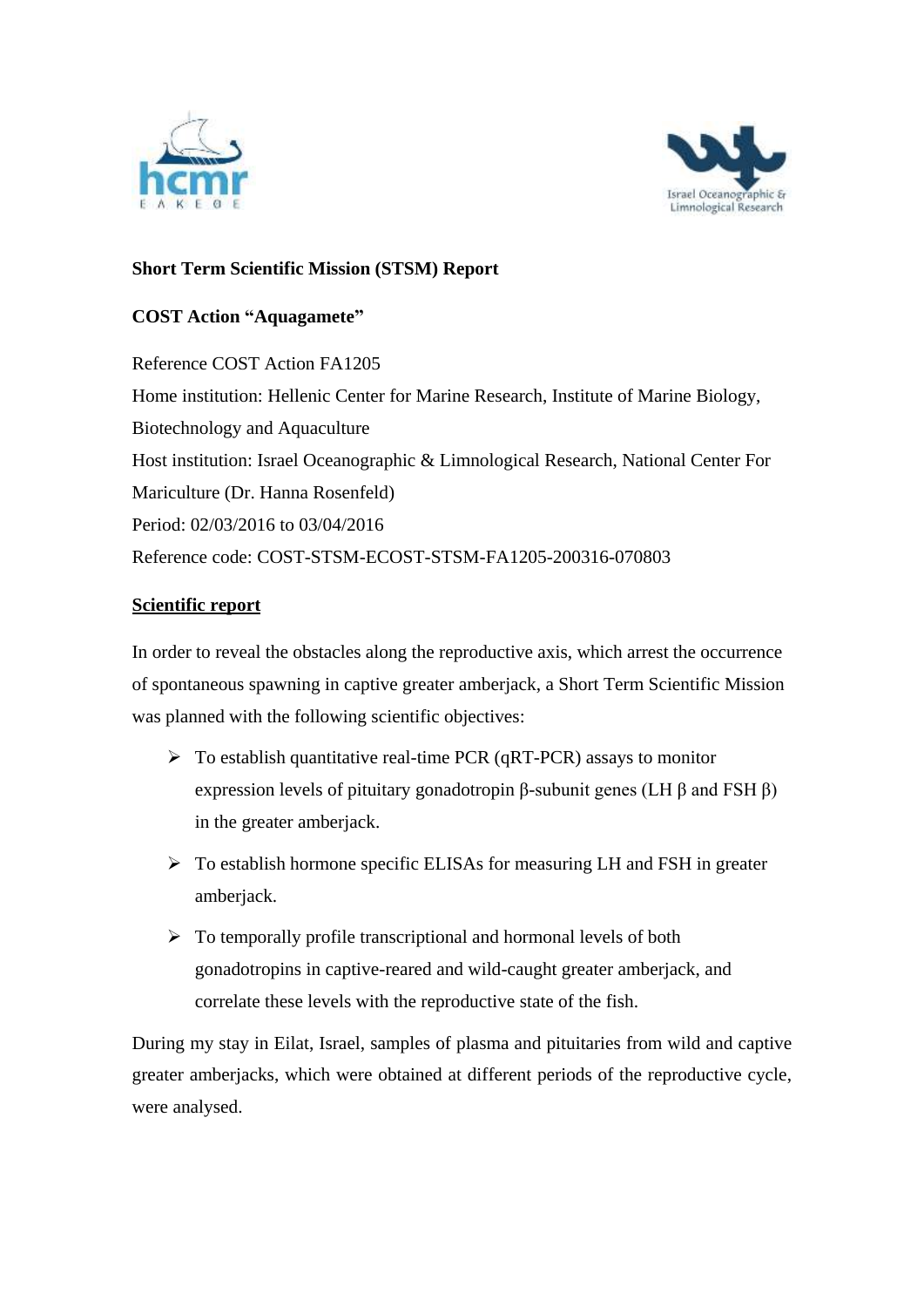**Short Term Scientific Mission (STSM) Report**

**COST Action "Aquagamete"**

Reference COST Action FA1205
Home institution: Hellenic Center for Marine Research, Institute of Marine Biology, Biotechnology and Aquaculture
Host institution: Israel Oceanographic & Limnological Research, National Center For Mariculture (Dr. Hanna Rosenfeld)
Period: 02/03/2016 to 03/04/2016
Reference code: COST-STSM-ECOST-STSM-FA1205-200316-070803

## Scientific report

In order to reveal the obstacles along the reproductive axis, which arrest the occurrence of spontaneous spawning in captive greater amberjack, a Short Term Scientific Mission was planned with the following scientific objectives:

- To establish quantitative real-time PCR (qRT-PCR) assays to monitor expression levels of pituitary gonadotropin β-subunit genes (LH β and FSH β) in the greater amberjack.
- To establish hormone specific ELISAs for measuring LH and FSH in greater amberjack.
- To temporally profile transcriptional and hormonal levels of both gonadotropins in captive-reared and wild-caught greater amberjack, and correlate these levels with the reproductive state of the fish.

During my stay in Eilat, Israel, samples of plasma and pituitaries from wild and captive greater amberjacks, which were obtained at different periods of the reproductive cycle, were analysed.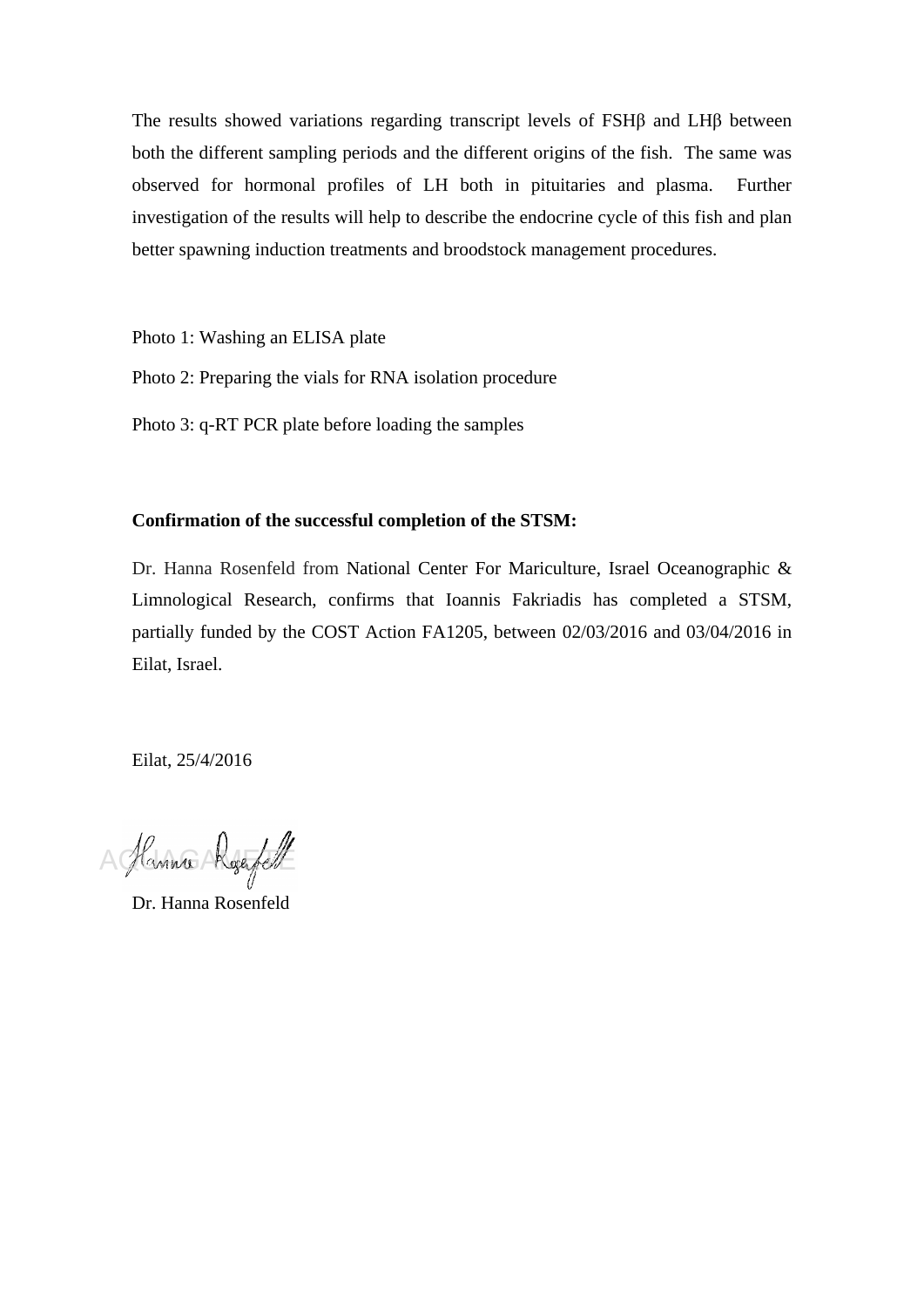The results showed variations regarding transcript levels of FSHβ and LHβ between both the different sampling periods and the different origins of the fish. The same was observed for hormonal profiles of LH both in pituitaries and plasma. Further investigation of the results will help to describe the endocrine cycle of this fish and plan better spawning induction treatments and broodstock management procedures.

Photo 1: Washing an ELISA plate

Photo 2: Preparing the vials for RNA isolation procedure

Photo 3: q-RT PCR plate before loading the samples

**Confirmation of the successful completion of the STSM:**

Dr. Hanna Rosenfeld from National Center For Mariculture, Israel Oceanographic & Limnological Research, confirms that Ioannis Fakriadis has completed a STSM, partially funded by the COST Action FA1205, between 02/03/2016 and 03/04/2016 in Eilat, Israel.

Eilat, 25/4/2016

Dr. Hanna Rosenfeld